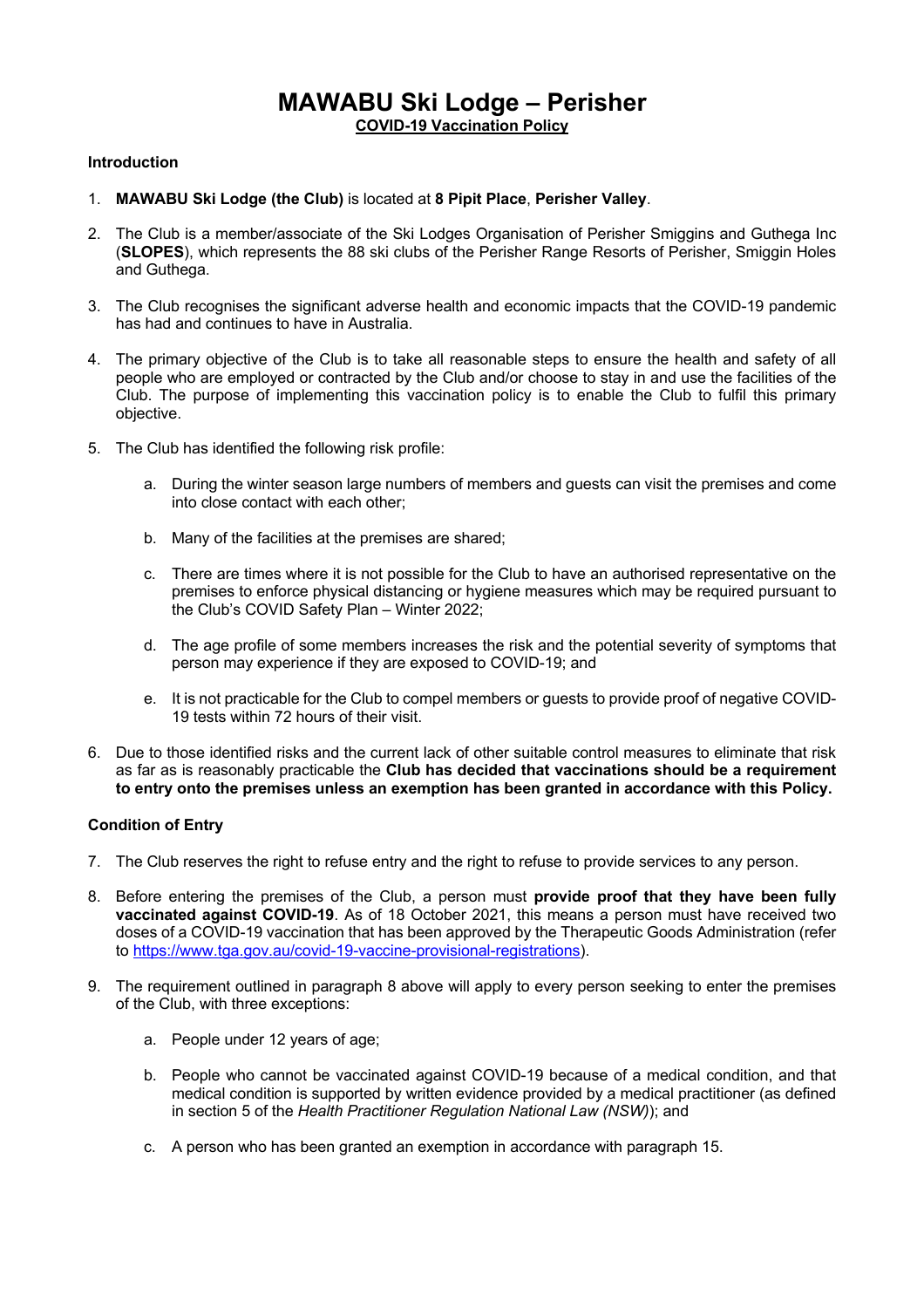# MAWABU Ski Lodge – Perisher

**COVID-19 Vaccination Policy**

**Introduction**

1. **MAWABU Ski Lodge (the Club)** is located at **8 Pipit Place**, **Perisher Valley**.

2. The Club is a member/associate of the Ski Lodges Organisation of Perisher Smiggins and Guthega Inc (**SLOPES**), which represents the 88 ski clubs of the Perisher Range Resorts of Perisher, Smiggin Holes and Guthega.

3. The Club recognises the significant adverse health and economic impacts that the COVID-19 pandemic has had and continues to have in Australia.

4. The primary objective of the Club is to take all reasonable steps to ensure the health and safety of all people who are employed or contracted by the Club and/or choose to stay in and use the facilities of the Club. The purpose of implementing this vaccination policy is to enable the Club to fulfil this primary objective.

5. The Club has identified the following risk profile:

   a. During the winter season large numbers of members and guests can visit the premises and come into close contact with each other;

   b. Many of the facilities at the premises are shared;

   c. There are times where it is not possible for the Club to have an authorised representative on the premises to enforce physical distancing or hygiene measures which may be required pursuant to the Club's COVID Safety Plan – Winter 2022;

   d. The age profile of some members increases the risk and the potential severity of symptoms that person may experience if they are exposed to COVID-19; and

   e. It is not practicable for the Club to compel members or guests to provide proof of negative COVID-19 tests within 72 hours of their visit.

6. Due to those identified risks and the current lack of other suitable control measures to eliminate that risk as far as is reasonably practicable the **Club has decided that vaccinations should be a requirement to entry onto the premises unless an exemption has been granted in accordance with this Policy.**

**Condition of Entry**

7. The Club reserves the right to refuse entry and the right to refuse to provide services to any person.

8. Before entering the premises of the Club, a person must **provide proof that they have been fully vaccinated against COVID-19**. As of 18 October 2021, this means a person must have received two doses of a COVID-19 vaccination that has been approved by the Therapeutic Goods Administration (refer to https://www.tga.gov.au/covid-19-vaccine-provisional-registrations).

9. The requirement outlined in paragraph 8 above will apply to every person seeking to enter the premises of the Club, with three exceptions:

   a. People under 12 years of age;

   b. People who cannot be vaccinated against COVID-19 because of a medical condition, and that medical condition is supported by written evidence provided by a medical practitioner (as defined in section 5 of the *Health Practitioner Regulation National Law (NSW)*); and

   c. A person who has been granted an exemption in accordance with paragraph 15.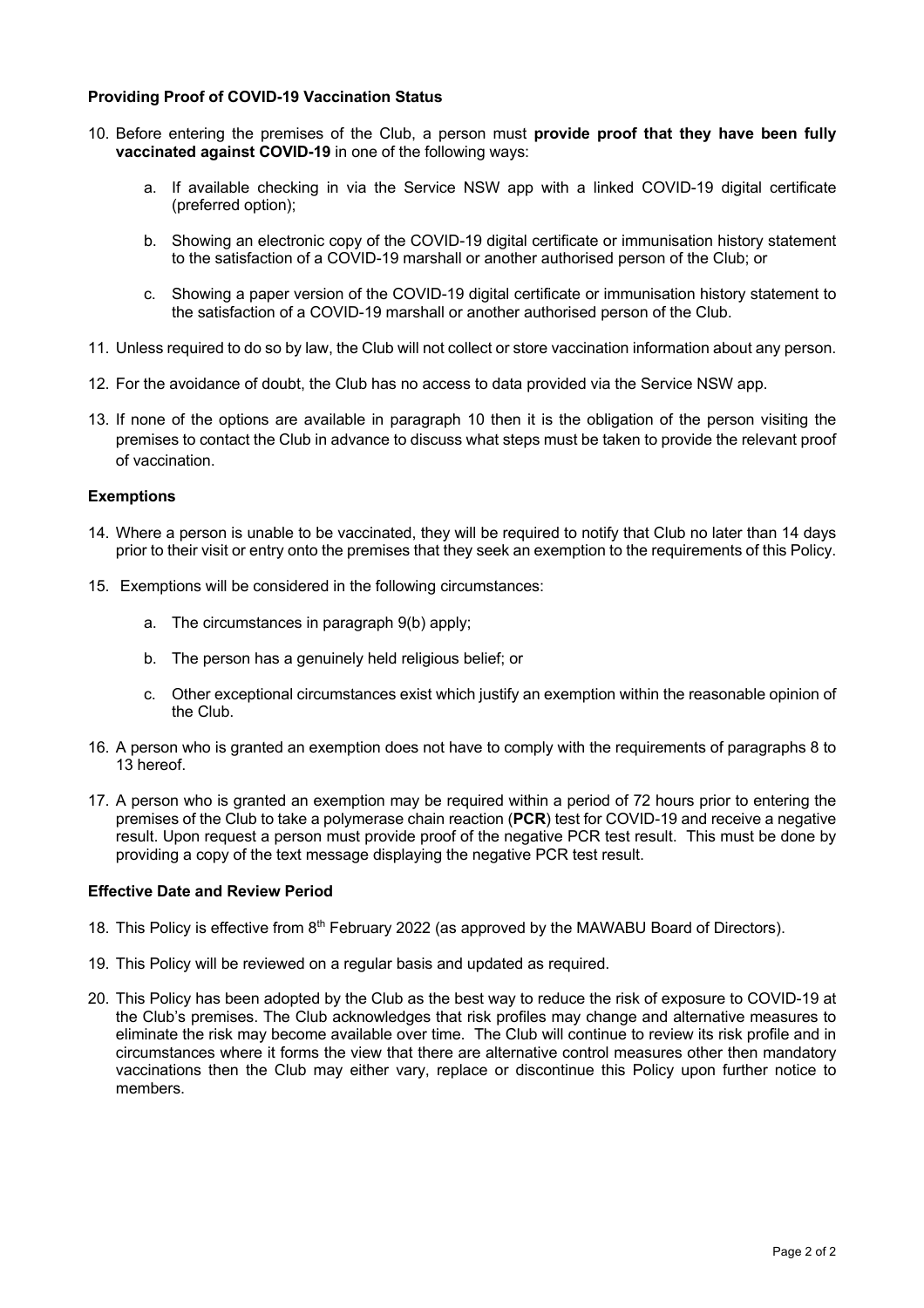**Providing Proof of COVID-19 Vaccination Status**

10. Before entering the premises of the Club, a person must **provide proof that they have been fully vaccinated against COVID-19** in one of the following ways:

    a. If available checking in via the Service NSW app with a linked COVID-19 digital certificate (preferred option);

    b. Showing an electronic copy of the COVID-19 digital certificate or immunisation history statement to the satisfaction of a COVID-19 marshall or another authorised person of the Club; or

    c. Showing a paper version of the COVID-19 digital certificate or immunisation history statement to the satisfaction of a COVID-19 marshall or another authorised person of the Club.

11. Unless required to do so by law, the Club will not collect or store vaccination information about any person.

12. For the avoidance of doubt, the Club has no access to data provided via the Service NSW app.

13. If none of the options are available in paragraph 10 then it is the obligation of the person visiting the premises to contact the Club in advance to discuss what steps must be taken to provide the relevant proof of vaccination.

**Exemptions**

14. Where a person is unable to be vaccinated, they will be required to notify that Club no later than 14 days prior to their visit or entry onto the premises that they seek an exemption to the requirements of this Policy.

15. Exemptions will be considered in the following circumstances:

    a. The circumstances in paragraph 9(b) apply;

    b. The person has a genuinely held religious belief; or

    c. Other exceptional circumstances exist which justify an exemption within the reasonable opinion of the Club.

16. A person who is granted an exemption does not have to comply with the requirements of paragraphs 8 to 13 hereof.

17. A person who is granted an exemption may be required within a period of 72 hours prior to entering the premises of the Club to take a polymerase chain reaction (**PCR**) test for COVID-19 and receive a negative result. Upon request a person must provide proof of the negative PCR test result. This must be done by providing a copy of the text message displaying the negative PCR test result.

**Effective Date and Review Period**

18. This Policy is effective from 8th February 2022 (as approved by the MAWABU Board of Directors).

19. This Policy will be reviewed on a regular basis and updated as required.

20. This Policy has been adopted by the Club as the best way to reduce the risk of exposure to COVID-19 at the Club's premises. The Club acknowledges that risk profiles may change and alternative measures to eliminate the risk may become available over time. The Club will continue to review its risk profile and in circumstances where it forms the view that there are alternative control measures other then mandatory vaccinations then the Club may either vary, replace or discontinue this Policy upon further notice to members.